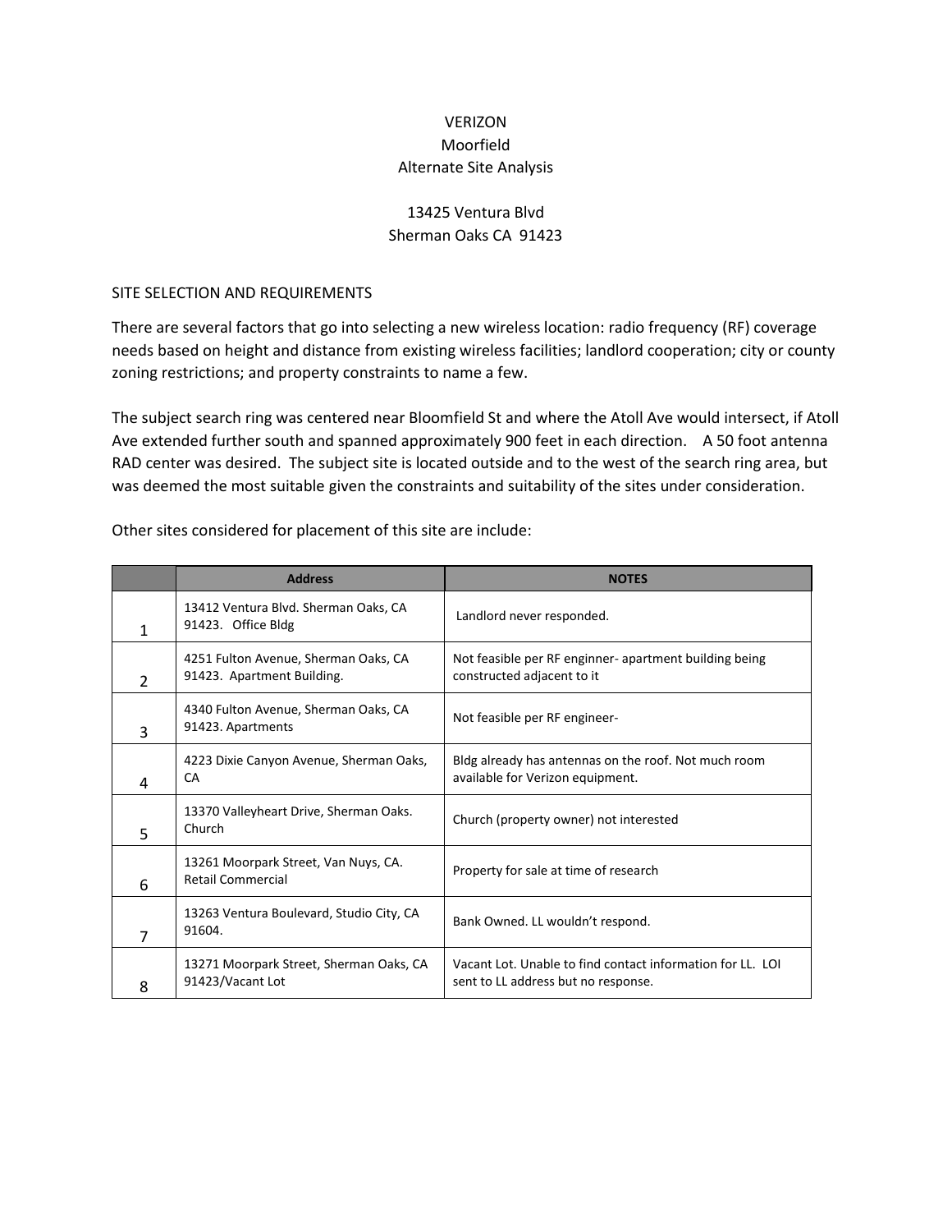VERIZON
Moorfield
Alternate Site Analysis

13425 Ventura Blvd
Sherman Oaks CA 91423

## SITE SELECTION AND REQUIREMENTS

There are several factors that go into selecting a new wireless location: radio frequency (RF) coverage needs based on height and distance from existing wireless facilities; landlord cooperation; city or county zoning restrictions; and property constraints to name a few.

The subject search ring was centered near Bloomfield St and where the Atoll Ave would intersect, if Atoll Ave extended further south and spanned approximately 900 feet in each direction. A 50 foot antenna RAD center was desired. The subject site is located outside and to the west of the search ring area, but was deemed the most suitable given the constraints and suitability of the sites under consideration.

Other sites considered for placement of this site are include:

| | Address | NOTES |
|---|---|---|
| 1 | 13412 Ventura Blvd. Sherman Oaks, CA 91423. Office Bldg | Landlord never responded. |
| 2 | 4251 Fulton Avenue, Sherman Oaks, CA 91423. Apartment Building. | Not feasible per RF enginner- apartment building being constructed adjacent to it |
| 3 | 4340 Fulton Avenue, Sherman Oaks, CA 91423. Apartments | Not feasible per RF engineer- |
| 4 | 4223 Dixie Canyon Avenue, Sherman Oaks, CA | Bldg already has antennas on the roof. Not much room available for Verizon equipment. |
| 5 | 13370 Valleyheart Drive, Sherman Oaks. Church | Church (property owner) not interested |
| 6 | 13261 Moorpark Street, Van Nuys, CA. Retail Commercial | Property for sale at time of research |
| 7 | 13263 Ventura Boulevard, Studio City, CA 91604. | Bank Owned. LL wouldn't respond. |
| 8 | 13271 Moorpark Street, Sherman Oaks, CA 91423/Vacant Lot | Vacant Lot. Unable to find contact information for LL. LOI sent to LL address but no response. |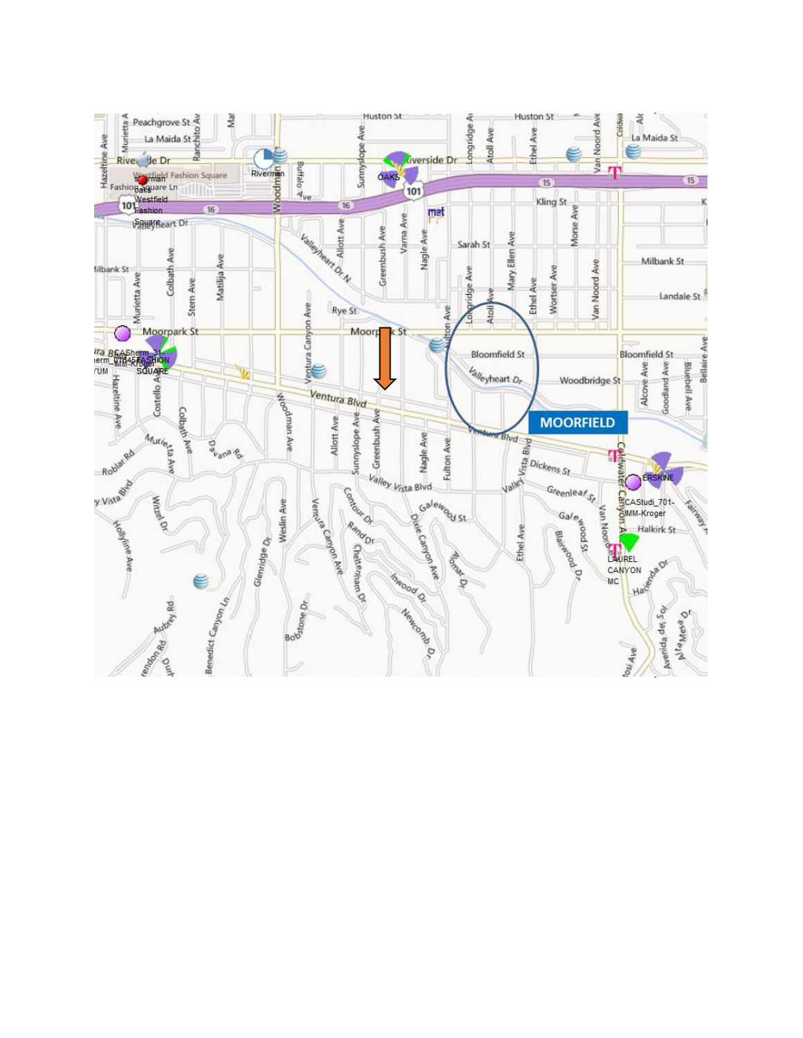MOORFIELD

Huston St
Peachgrove St
La Maida St
Riverside Dr
Westfield Fashion Square
Sherman Oaks
Fashion Square Ln
Westfield Fashion Square
Riverman
OAKS
101
16
15
Kling St
Valleyheart Dr
Valleyheart Dr N
Sarah St
Milbank St
Landale St
Rye St
Moorpark St
Bloomfield St
Valleyheart Dr
Woodbridge St
CASherm_31-IMM-Kroger
FASHION SQUARE
Ventura Blvd
Dickens St
Greenleaf St
ERSKINE
CAStudi_701-IMM-Kroger
Halkirk St
LAUREL CANYON MC
Valley Vista Blvd
Galewood St
Contour Dr
Rand Dr
Inwood Dr
Newcomb Dr
Alomar Dr
Chelteriham Dr
Dixie Canyon Ave
Ventura Canyon Ave
Weslin Ave
Glenridge Dr
Bobstone Dr
Benedict Canyon Ln
Aubrey Rd
Roblar Rd
Witzel Dr
Hollyline Ave
Hazeltine Ave
Murietta Ave
Colbath Ave
Stern Ave
Matilija Ave
Woodman Ave
Buffalo Ave
Allott Ave
Greenbush Ave
Sunnyslope Ave
Varna Ave
Nagle Ave
Fulton Ave
Longridge Ave
Atoll Ave
Mary Ellen Ave
Ethel Ave
Wortser Ave
Morse Ave
Van Noord Ave
Coldwater Canyon Ave
Alcove Ave
Goodland Ave
Bluebell Ave
Bellaire Ave
Blairwood Dr
Hacienda Dr
Avenida del Sol
Alta Mesa Dr
Costello Ave
Davana Rd